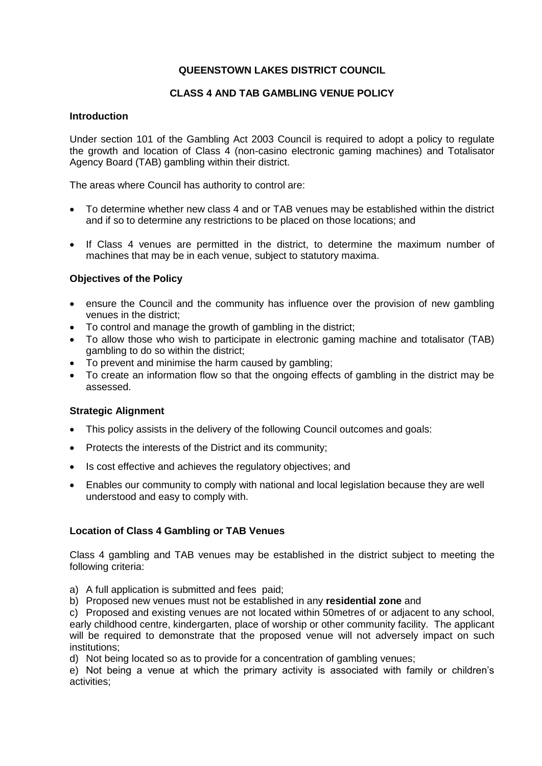**QUEENSTOWN LAKES DISTRICT COUNCIL**

**CLASS 4 AND TAB GAMBLING VENUE POLICY**

### Introduction

Under section 101 of the Gambling Act 2003 Council is required to adopt a policy to regulate the growth and location of Class 4 (non-casino electronic gaming machines) and Totalisator Agency Board (TAB) gambling within their district.

The areas where Council has authority to control are:

- To determine whether new class 4 and or TAB venues may be established within the district and if so to determine any restrictions to be placed on those locations; and
- If Class 4 venues are permitted in the district, to determine the maximum number of machines that may be in each venue, subject to statutory maxima.

### Objectives of the Policy

- ensure the Council and the community has influence over the provision of new gambling venues in the district;
- To control and manage the growth of gambling in the district;
- To allow those who wish to participate in electronic gaming machine and totalisator (TAB) gambling to do so within the district;
- To prevent and minimise the harm caused by gambling;
- To create an information flow so that the ongoing effects of gambling in the district may be assessed.

### Strategic Alignment

- This policy assists in the delivery of the following Council outcomes and goals:
- Protects the interests of the District and its community;
- Is cost effective and achieves the regulatory objectives; and
- Enables our community to comply with national and local legislation because they are well understood and easy to comply with.

### Location of Class 4 Gambling or TAB Venues

Class 4 gambling and TAB venues may be established in the district subject to meeting the following criteria:

a) A full application is submitted and fees paid;
b) Proposed new venues must not be established in any **residential zone** and
c) Proposed and existing venues are not located within 50metres of or adjacent to any school, early childhood centre, kindergarten, place of worship or other community facility. The applicant will be required to demonstrate that the proposed venue will not adversely impact on such institutions;
d) Not being located so as to provide for a concentration of gambling venues;
e) Not being a venue at which the primary activity is associated with family or children's activities;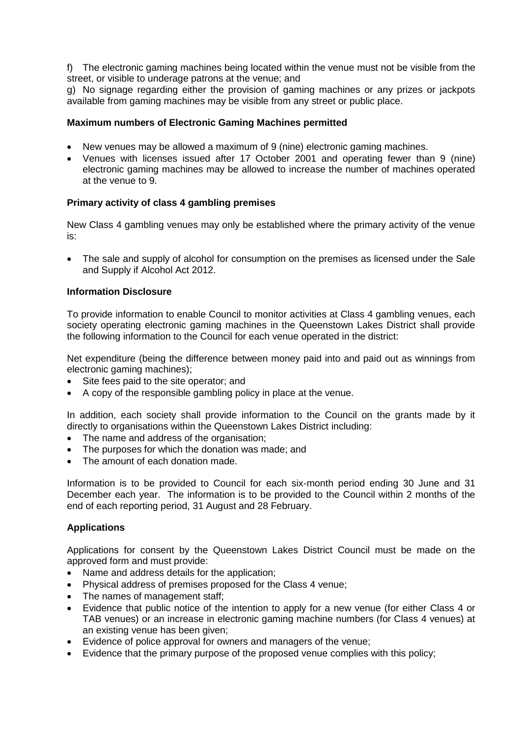f) The electronic gaming machines being located within the venue must not be visible from the street, or visible to underage patrons at the venue; and

g) No signage regarding either the provision of gaming machines or any prizes or jackpots available from gaming machines may be visible from any street or public place.

**Maximum numbers of Electronic Gaming Machines permitted**

- New venues may be allowed a maximum of 9 (nine) electronic gaming machines.
- Venues with licenses issued after 17 October 2001 and operating fewer than 9 (nine) electronic gaming machines may be allowed to increase the number of machines operated at the venue to 9.

**Primary activity of class 4 gambling premises**

New Class 4 gambling venues may only be established where the primary activity of the venue is:

- The sale and supply of alcohol for consumption on the premises as licensed under the Sale and Supply if Alcohol Act 2012.

**Information Disclosure**

To provide information to enable Council to monitor activities at Class 4 gambling venues, each society operating electronic gaming machines in the Queenstown Lakes District shall provide the following information to the Council for each venue operated in the district:

Net expenditure (being the difference between money paid into and paid out as winnings from electronic gaming machines);

- Site fees paid to the site operator; and
- A copy of the responsible gambling policy in place at the venue.

In addition, each society shall provide information to the Council on the grants made by it directly to organisations within the Queenstown Lakes District including:

- The name and address of the organisation;
- The purposes for which the donation was made; and
- The amount of each donation made.

Information is to be provided to Council for each six-month period ending 30 June and 31 December each year. The information is to be provided to the Council within 2 months of the end of each reporting period, 31 August and 28 February.

**Applications**

Applications for consent by the Queenstown Lakes District Council must be made on the approved form and must provide:

- Name and address details for the application;
- Physical address of premises proposed for the Class 4 venue;
- The names of management staff;
- Evidence that public notice of the intention to apply for a new venue (for either Class 4 or TAB venues) or an increase in electronic gaming machine numbers (for Class 4 venues) at an existing venue has been given;
- Evidence of police approval for owners and managers of the venue;
- Evidence that the primary purpose of the proposed venue complies with this policy;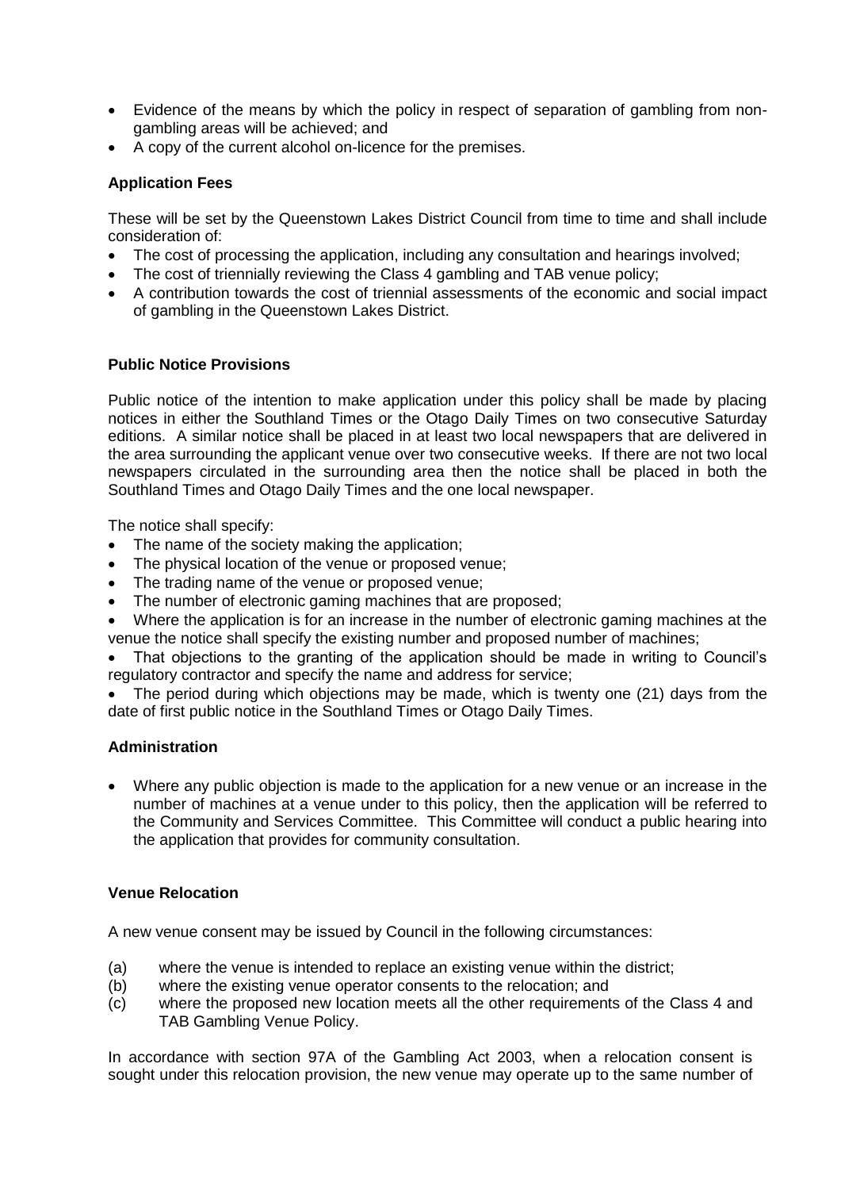- Evidence of the means by which the policy in respect of separation of gambling from non-gambling areas will be achieved; and
- A copy of the current alcohol on-licence for the premises.

### Application Fees

These will be set by the Queenstown Lakes District Council from time to time and shall include consideration of:

- The cost of processing the application, including any consultation and hearings involved;
- The cost of triennially reviewing the Class 4 gambling and TAB venue policy;
- A contribution towards the cost of triennial assessments of the economic and social impact of gambling in the Queenstown Lakes District.

### Public Notice Provisions

Public notice of the intention to make application under this policy shall be made by placing notices in either the Southland Times or the Otago Daily Times on two consecutive Saturday editions. A similar notice shall be placed in at least two local newspapers that are delivered in the area surrounding the applicant venue over two consecutive weeks. If there are not two local newspapers circulated in the surrounding area then the notice shall be placed in both the Southland Times and Otago Daily Times and the one local newspaper.

The notice shall specify:

- The name of the society making the application;
- The physical location of the venue or proposed venue;
- The trading name of the venue or proposed venue;
- The number of electronic gaming machines that are proposed;
- Where the application is for an increase in the number of electronic gaming machines at the venue the notice shall specify the existing number and proposed number of machines;
- That objections to the granting of the application should be made in writing to Council's regulatory contractor and specify the name and address for service;
- The period during which objections may be made, which is twenty one (21) days from the date of first public notice in the Southland Times or Otago Daily Times.

### Administration

- Where any public objection is made to the application for a new venue or an increase in the number of machines at a venue under to this policy, then the application will be referred to the Community and Services Committee. This Committee will conduct a public hearing into the application that provides for community consultation.

### Venue Relocation

A new venue consent may be issued by Council in the following circumstances:

(a) where the venue is intended to replace an existing venue within the district;
(b) where the existing venue operator consents to the relocation; and
(c) where the proposed new location meets all the other requirements of the Class 4 and TAB Gambling Venue Policy.

In accordance with section 97A of the Gambling Act 2003, when a relocation consent is sought under this relocation provision, the new venue may operate up to the same number of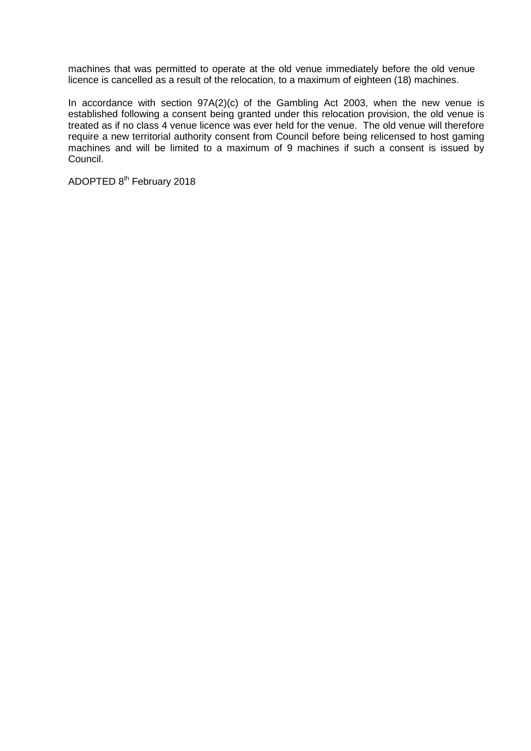machines that was permitted to operate at the old venue immediately before the old venue licence is cancelled as a result of the relocation, to a maximum of eighteen (18) machines.

In accordance with section 97A(2)(c) of the Gambling Act 2003, when the new venue is established following a consent being granted under this relocation provision, the old venue is treated as if no class 4 venue licence was ever held for the venue. The old venue will therefore require a new territorial authority consent from Council before being relicensed to host gaming machines and will be limited to a maximum of 9 machines if such a consent is issued by Council.

ADOPTED 8th February 2018